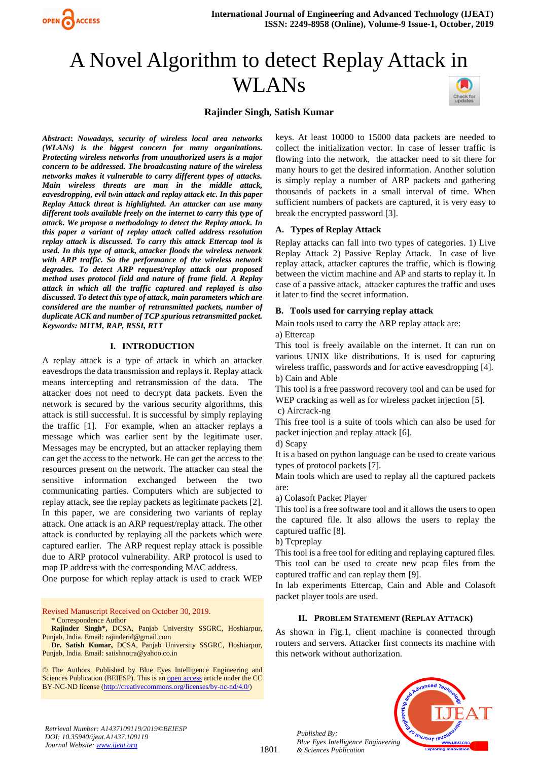# A Novel Algorithm to detect Replay Attack in WLANs

**Rajinder Singh, Satish Kumar**

***Abstract*: *Nowadays, security of wireless local area networks (WLANs) is the biggest concern for many organizations. Protecting wireless networks from unauthorized users is a major concern to be addressed. The broadcasting nature of the wireless networks makes it vulnerable to carry different types of attacks. Main wireless threats are man in the middle attack, eavesdropping, evil twin attack and replay attack etc. In this paper Replay Attack threat is highlighted. An attacker can use many different tools available freely on the internet to carry this type of attack. We propose a methodology to detect the Replay attack. In this paper a variant of replay attack called address resolution replay attack is discussed. To carry this attack Ettercap tool is used. In this type of attack, attacker floods the wireless network with ARP traffic. So the performance of the wireless network degrades. To detect ARP request/replay attack our proposed method uses protocol field and nature of frame field. A Replay attack in which all the traffic captured and replayed is also discussed. To detect this type of attack, main parameters which are considered are the number of retransmitted packets, number of duplicate ACK and number of TCP spurious retransmitted packet.***

***Keywords: MITM, RAP, RSSI, RTT***

## I. INTRODUCTION

A replay attack is a type of attack in which an attacker eavesdrops the data transmission and replays it. Replay attack means intercepting and retransmission of the data. The attacker does not need to decrypt data packets. Even the network is secured by the various security algorithms, this attack is still successful. It is successful by simply replaying the traffic [1]. For example, when an attacker replays a message which was earlier sent by the legitimate user. Messages may be encrypted, but an attacker replaying them can get the access to the network. He can get the access to the resources present on the network. The attacker can steal the sensitive information exchanged between the two communicating parties. Computers which are subjected to replay attack, see the replay packets as legitimate packets [2]. In this paper, we are considering two variants of replay attack. One attack is an ARP request/replay attack. The other attack is conducted by replaying all the packets which were captured earlier. The ARP request replay attack is possible due to ARP protocol vulnerability. ARP protocol is used to map IP address with the corresponding MAC address.

One purpose for which replay attack is used to crack WEP keys. At least 10000 to 15000 data packets are needed to collect the initialization vector. In case of lesser traffic is flowing into the network, the attacker need to sit there for many hours to get the desired information. Another solution is simply replay a number of ARP packets and gathering thousands of packets in a small interval of time. When sufficient numbers of packets are captured, it is very easy to break the encrypted password [3].

### A. Types of Replay Attack

Replay attacks can fall into two types of categories. 1) Live Replay Attack 2) Passive Replay Attack. In case of live replay attack, attacker captures the traffic, which is flowing between the victim machine and AP and starts to replay it. In case of a passive attack, attacker captures the traffic and uses it later to find the secret information.

### B. Tools used for carrying replay attack

Main tools used to carry the ARP replay attack are:

a) Ettercap

This tool is freely available on the internet. It can run on various UNIX like distributions. It is used for capturing wireless traffic, passwords and for active eavesdropping [4].

b) Cain and Able

This tool is a free password recovery tool and can be used for WEP cracking as well as for wireless packet injection [5].

c) Aircrack-ng

This free tool is a suite of tools which can also be used for packet injection and replay attack [6].

d) Scapy

It is a based on python language can be used to create various types of protocol packets [7].

Main tools which are used to replay all the captured packets are:

a) Colasoft Packet Player

This tool is a free software tool and it allows the users to open the captured file. It also allows the users to replay the captured traffic [8].

b) Tcpreplay

This tool is a free tool for editing and replaying captured files. This tool can be used to create new pcap files from the captured traffic and can replay them [9].

In lab experiments Ettercap, Cain and Able and Colasoft packet player tools are used.

## II. PROBLEM STATEMENT (REPLAY ATTACK)

As shown in Fig.1, client machine is connected through routers and servers. Attacker first connects its machine with this network without authorization.

---

Revised Manuscript Received on October 30, 2019.

\* Correspondence Author

**Rajinder Singh\***, DCSA, Panjab University SSGRC, Hoshiarpur, Punjab, India. Email: rajinderid@gmail.com

**Dr. Satish Kumar**, DCSA, Panjab University SSGRC, Hoshiarpur, Punjab, India. Email: satishnotra@yahoo.co.in

© The Authors. Published by Blue Eyes Intelligence Engineering and Sciences Publication (BEIESP). This is an open access article under the CC BY-NC-ND license (http://creativecommons.org/licenses/by-nc-nd/4.0/)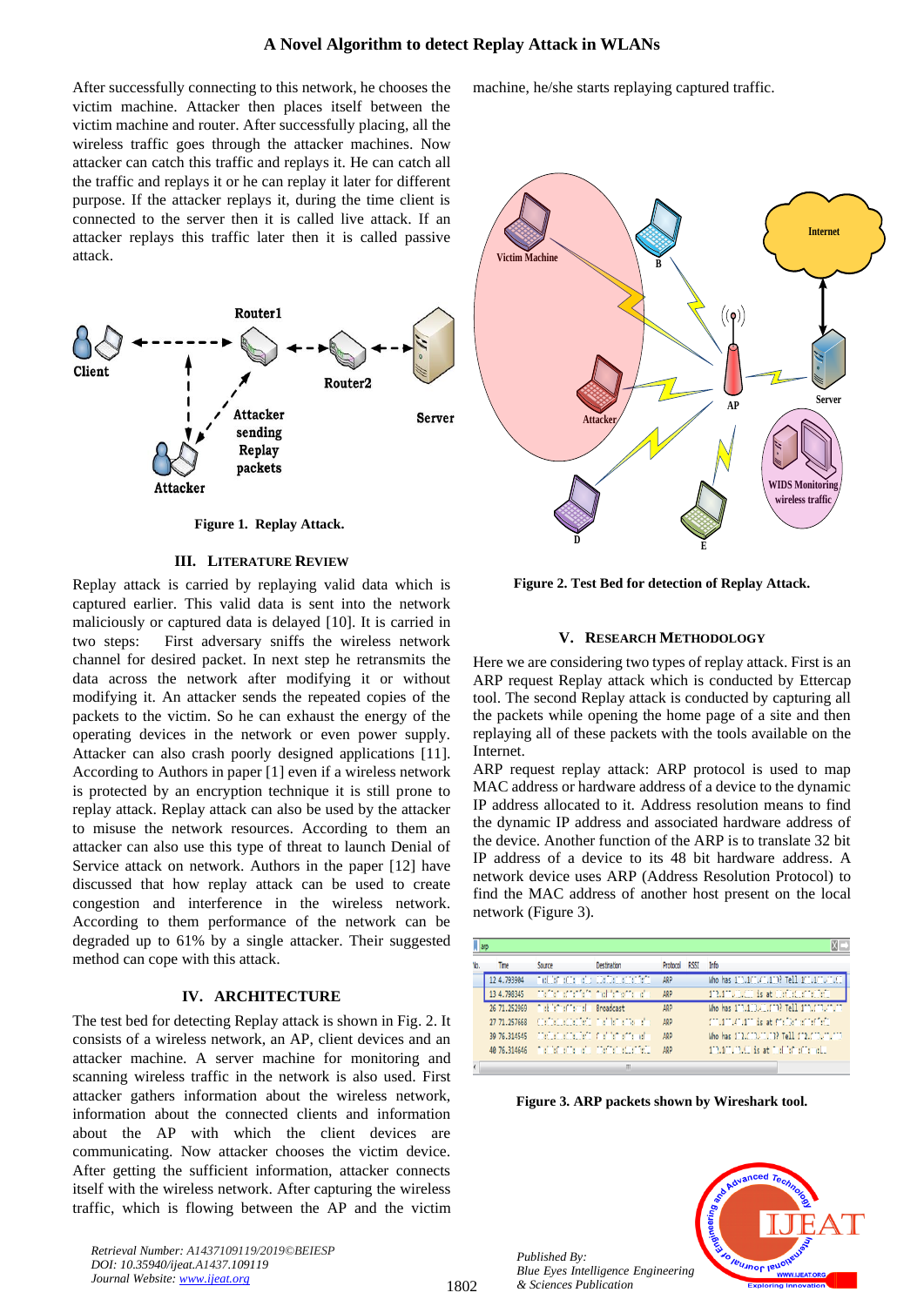After successfully connecting to this network, he chooses the victim machine. Attacker then places itself between the victim machine and router. After successfully placing, all the wireless traffic goes through the attacker machines. Now attacker can catch this traffic and replays it. He can catch all the traffic and replays it or he can replay it later for different purpose. If the attacker replays it, during the time client is connected to the server then it is called live attack. If an attacker replays this traffic later then it is called passive attack.

**Figure 1. Replay Attack.**

## III. Literature Review

Replay attack is carried by replaying valid data which is captured earlier. This valid data is sent into the network maliciously or captured data is delayed [10]. It is carried in two steps: First adversary sniffs the wireless network channel for desired packet. In next step he retransmits the data across the network after modifying it or without modifying it. An attacker sends the repeated copies of the packets to the victim. So he can exhaust the energy of the operating devices in the network or even power supply. Attacker can also crash poorly designed applications [11]. According to Authors in paper [1] even if a wireless network is protected by an encryption technique it is still prone to replay attack. Replay attack can also be used by the attacker to misuse the network resources. According to them an attacker can also use this type of threat to launch Denial of Service attack on network. Authors in the paper [12] have discussed that how replay attack can be used to create congestion and interference in the wireless network. According to them performance of the network can be degraded up to 61% by a single attacker. Their suggested method can cope with this attack.

## IV. ARCHITECTURE

The test bed for detecting Replay attack is shown in Fig. 2. It consists of a wireless network, an AP, client devices and an attacker machine. A server machine for monitoring and scanning wireless traffic in the network is also used. First attacker gathers information about the wireless network, information about the connected clients and information about the AP with which the client devices are communicating. Now attacker chooses the victim device. After getting the sufficient information, attacker connects itself with the wireless network. After capturing the wireless traffic, which is flowing between the AP and the victim machine, he/she starts replaying captured traffic.

**Figure 2. Test Bed for detection of Replay Attack.**

## V. Research Methodology

Here we are considering two types of replay attack. First is an ARP request Replay attack which is conducted by Ettercap tool. The second Replay attack is conducted by capturing all the packets while opening the home page of a site and then replaying all of these packets with the tools available on the Internet.

ARP request replay attack: ARP protocol is used to map MAC address or hardware address of a device to the dynamic IP address allocated to it. Address resolution means to find the dynamic IP address and associated hardware address of the device. Another function of the ARP is to translate 32 bit IP address of a device to its 48 bit hardware address. A network device uses ARP (Address Resolution Protocol) to find the MAC address of another host present on the local network (Figure 3).

**Figure 3. ARP packets shown by Wireshark tool.**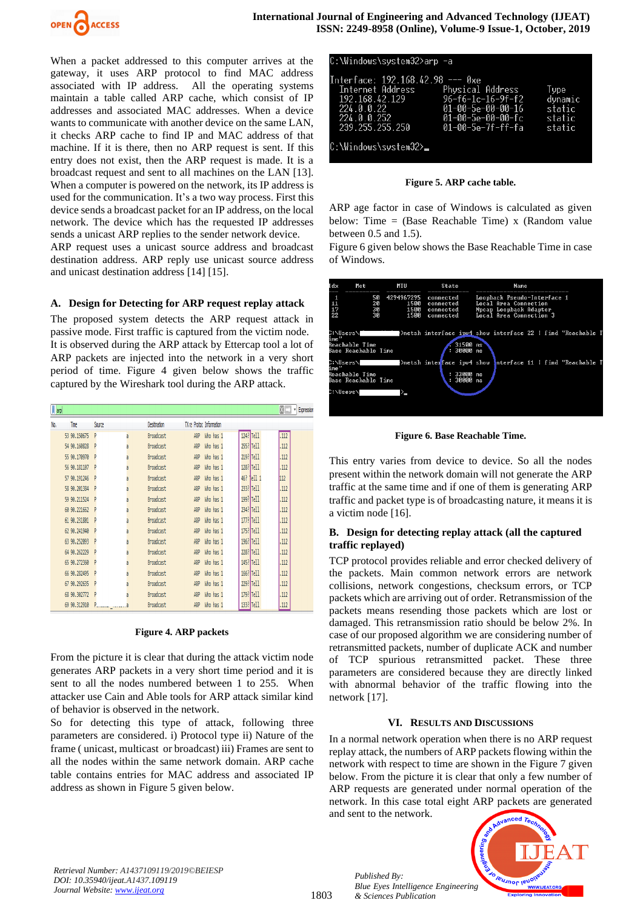When a packet addressed to this computer arrives at the gateway, it uses ARP protocol to find MAC address associated with IP address. All the operating systems maintain a table called ARP cache, which consist of IP addresses and associated MAC addresses. When a device wants to communicate with another device on the same LAN, it checks ARP cache to find IP and MAC address of that machine. If it is there, then no ARP request is sent. If this entry does not exist, then the ARP request is made. It is a broadcast request and sent to all machines on the LAN [13]. When a computer is powered on the network, its IP address is used for the communication. It's a two way process. First this device sends a broadcast packet for an IP address, on the local network. The device which has the requested IP addresses sends a unicast ARP replies to the sender network device.

ARP request uses a unicast source address and broadcast destination address. ARP reply use unicast source address and unicast destination address [14] [15].

### A. Design for Detecting for ARP request replay attack

The proposed system detects the ARP request attack in passive mode. First traffic is captured from the victim node. It is observed during the ARP attack by Ettercap tool a lot of ARP packets are injected into the network in a very short period of time. Figure 4 given below shows the traffic captured by the Wireshark tool during the ARP attack.

**Figure 4. ARP packets**

From the picture it is clear that during the attack victim node generates ARP packets in a very short time period and it is sent to all the nodes numbered between 1 to 255. When attacker use Cain and Able tools for ARP attack similar kind of behavior is observed in the network.

So for detecting this type of attack, following three parameters are considered. i) Protocol type ii) Nature of the frame ( unicast, multicast or broadcast) iii) Frames are sent to all the nodes within the same network domain. ARP cache table contains entries for MAC address and associated IP address as shown in Figure 5 given below.

```
C:\Windows\system32>arp -a

Interface: 192.168.42.98 --- 0xe
  Internet Address      Physical Address      Type
  192.168.42.129        96-f6-1c-16-9f-f2     dynamic
  224.0.0.22            01-00-5e-00-00-16     static
  224.0.0.252           01-00-5e-00-00-fc     static
  239.255.255.250       01-00-5e-7f-ff-fa     static

C:\Windows\system32>_
```

**Figure 5. ARP cache table.**

ARP age factor in case of Windows is calculated as given below: Time = (Base Reachable Time) x (Random value between 0.5 and 1.5).

Figure 6 given below shows the Base Reachable Time in case of Windows.

**Figure 6. Base Reachable Time.**

This entry varies from device to device. So all the nodes present within the network domain will not generate the ARP traffic at the same time and if one of them is generating ARP traffic and packet type is of broadcasting nature, it means it is a victim node [16].

### B. Design for detecting replay attack (all the captured traffic replayed)

TCP protocol provides reliable and error checked delivery of the packets. Main common network errors are network collisions, network congestions, checksum errors, or TCP packets which are arriving out of order. Retransmission of the packets means resending those packets which are lost or damaged. This retransmission ratio should be below 2%. In case of our proposed algorithm we are considering number of retransmitted packets, number of duplicate ACK and number of TCP spurious retransmitted packet. These three parameters are considered because they are directly linked with abnormal behavior of the traffic flowing into the network [17].

## VI. Results and Discussions

In a normal network operation when there is no ARP request replay attack, the numbers of ARP packets flowing within the network with respect to time are shown in the Figure 7 given below. From the picture it is clear that only a few number of ARP requests are generated under normal operation of the network. In this case total eight ARP packets are generated and sent to the network.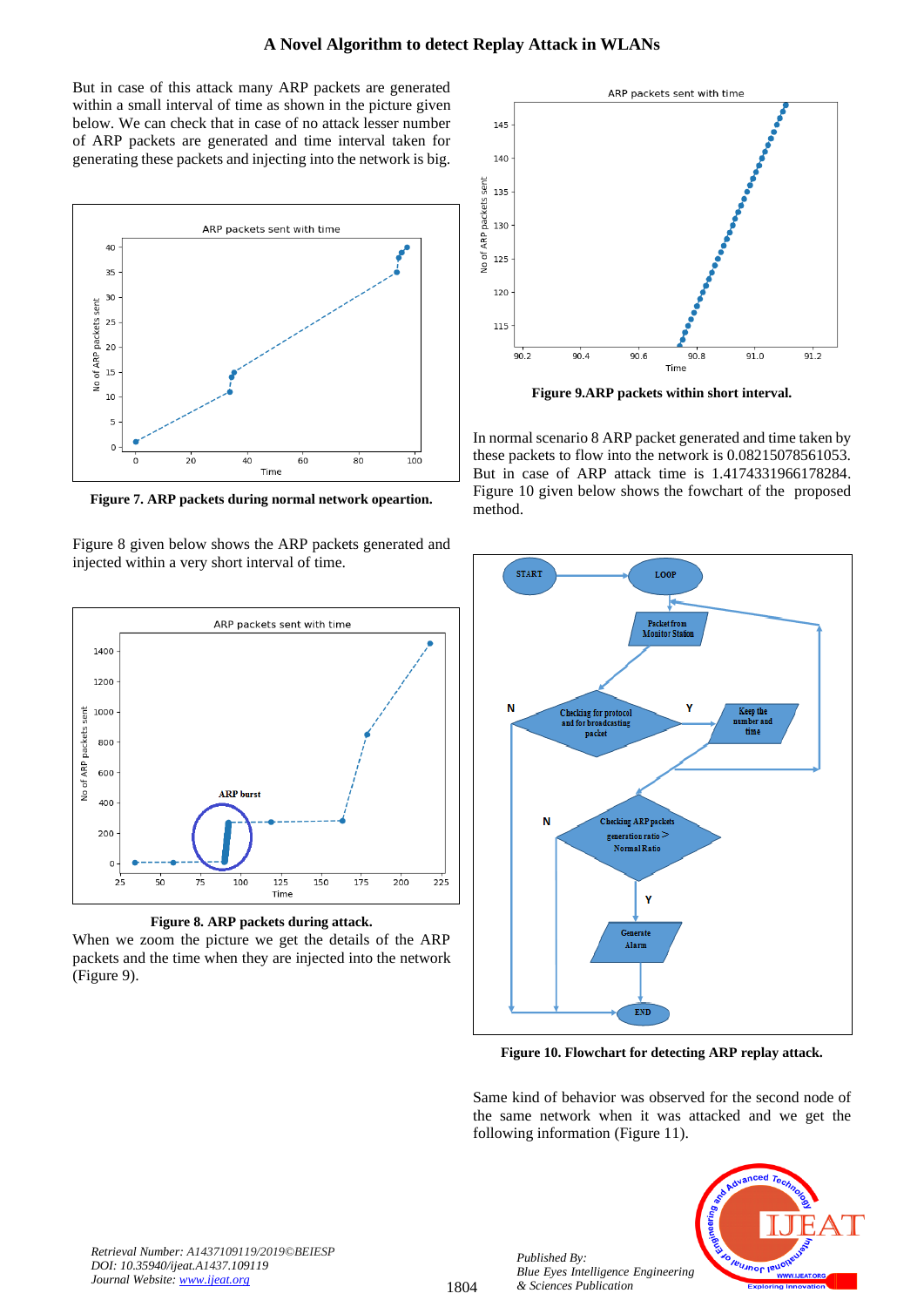But in case of this attack many ARP packets are generated within a small interval of time as shown in the picture given below. We can check that in case of no attack lesser number of ARP packets are generated and time interval taken for generating these packets and injecting into the network is big.

**Figure 7. ARP packets during normal network opeartion.**

Figure 8 given below shows the ARP packets generated and injected within a very short interval of time.

**Figure 8. ARP packets during attack.**

When we zoom the picture we get the details of the ARP packets and the time when they are injected into the network (Figure 9).

**Figure 9.ARP packets within short interval.**

In normal scenario 8 ARP packet generated and time taken by these packets to flow into the network is 0.08215078561053. But in case of ARP attack time is 1.4174331966178284. Figure 10 given below shows the fowchart of the proposed method.

**Figure 10. Flowchart for detecting ARP replay attack.**

Same kind of behavior was observed for the second node of the same network when it was attacked and we get the following information (Figure 11).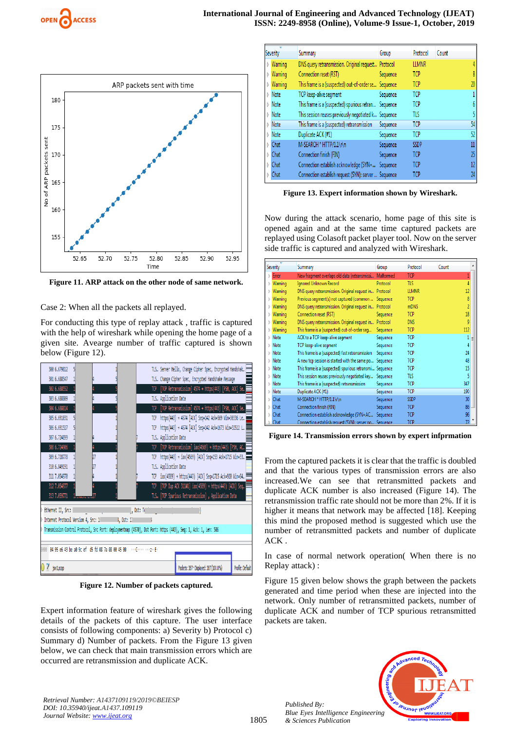Figure 11. ARP attack on the other node of same network.

Case 2: When all the packets all replayed.

For conducting this type of replay attack , traffic is captured with the help of wireshark while opening the home page of a given site. Avearge number of traffic captured is shown below (Figure 12).

Figure 12. Number of packets captured.

Expert information feature of wireshark gives the following details of the packets of this capture. The user interface consists of following components: a) Severity b) Protocol c) Summary d) Number of packets. From the Figure 13 given below, we can check that main transmission errors which are occurred are retransmission and duplicate ACK.

| Severity | Summary | Group | Protocol | Count |
|---|---|---|---|---|
| Warning | DNS query retransmission. Original request... | Protocol | LLMNR | 4 |
| Warning | Connection reset (RST) | Sequence | TCP | 8 |
| Warning | This frame is a (suspected) out-of-order se... | Sequence | TCP | 20 |
| Note | TCP keep-alive segment | Sequence | TCP | 1 |
| Note | This frame is a (suspected) spurious retran... | Sequence | TCP | 6 |
| Note | This session reuses previously negotiated k... | Sequence | TLS | 5 |
| Note | This frame is a (suspected) retransmission | Sequence | TCP | 54 |
| Note | Duplicate ACK (#1) | Sequence | TCP | 52 |
| Chat | M-SEARCH * HTTP/1.1\r\n | Sequence | SSDP | 11 |
| Chat | Connection finish (FIN) | Sequence | TCP | 25 |
| Chat | Connection establish acknowledge (SYN+... | Sequence | TCP | 12 |
| Chat | Connection establish request (SYN): server ... | Sequence | TCP | 24 |

Figure 13. Expert information shown by Wireshark.

Now during the attack scenario, home page of this site is opened again and at the same time captured packets are replayed using Colasoft packet player tool. Now on the server side traffic is captured and analyzed with Wireshark.

| Severity | Summary | Group | Protocol | Count |
|---|---|---|---|---|
| Error | New fragment overlaps old data (retransmissi... | Malformed | TCP | 1 |
| Warning | Ignored Unknown Record | Protocol | TLS | 4 |
| Warning | DNS query retransmission. Original request in... | Protocol | LLMNR | 12 |
| Warning | Previous segment(s) not captured (common ... | Sequence | TCP | 8 |
| Warning | DNS query retransmission. Original request in... | Protocol | mDNS | 2 |
| Warning | Connection reset (RST) | Sequence | TCP | 18 |
| Warning | DNS query retransmission. Original request in... | Protocol | DNS | 9 |
| Warning | This frame is a (suspected) out-of-order seg... | Sequence | TCP | 112 |
| Note | ACK to a TCP keep-alive segment | Sequence | TCP | 1 |
| Note | TCP keep-alive segment | Sequence | TCP | 4 |
| Note | This frame is a (suspected) fast retransmission | Sequence | TCP | 24 |
| Note | A new tcp session is started with the same po... | Sequence | TCP | 48 |
| Note | This frame is a (suspected) spurious retransmi... | Sequence | TCP | 15 |
| Note | This session reuses previously negotiated key... | Sequence | TLS | 5 |
| Note | This frame is a (suspected) retransmission | Sequence | TCP | 347 |
| Note | Duplicate ACK (#1) | Sequence | TCP | 190 |
| Chat | M-SEARCH * HTTP/1.1\r\n | Sequence | SSDP | 30 |
| Chat | Connection finish (FIN) | Sequence | TCP | 86 |
| Chat | Connection establish acknowledge (SYN+AC... | Sequence | TCP | 96 |
| Chat | Connection establish request (SYN): server po... | Sequence | TCP | 72 |

Figure 14. Transmission errors shown by expert infprmation

From the captured packets it is clear that the traffic is doubled and that the various types of transmission errors are also increased.We can see that retransmitted packets and duplicate ACK number is also increased (Figure 14). The retransmission traffic rate should not be more than 2%. If it is higher it means that network may be affected [18]. Keeping this mind the proposed method is suggested which use the number of retransmitted packets and number of duplicate ACK .

In case of normal network operation( When there is no Replay attack) :

Figure 15 given below shows the graph between the packets generated and time period when these are injected into the network. Only number of retransmitted packets, number of duplicate ACK and number of TCP spurious retransmitted packets are taken.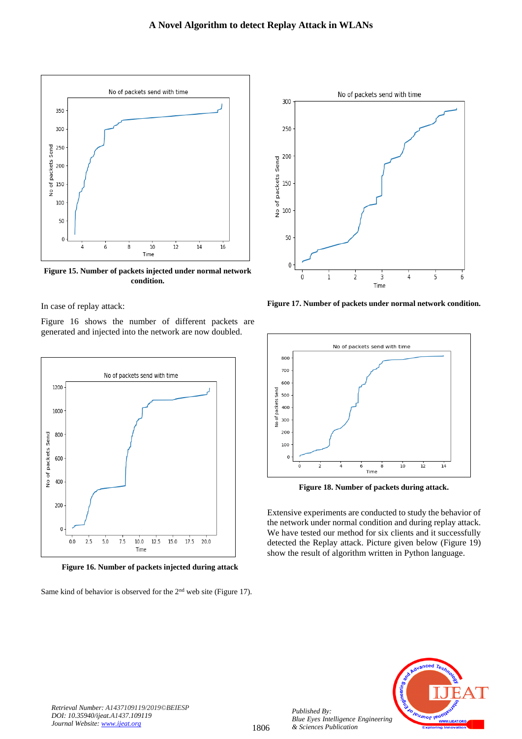Figure 15. Number of packets injected under normal network condition.

In case of replay attack:

Figure 16 shows the number of different packets are generated and injected into the network are now doubled.

Figure 16. Number of packets injected during attack

Same kind of behavior is observed for the 2nd web site (Figure 17).

Figure 17. Number of packets under normal network condition.

Figure 18. Number of packets during attack.

Extensive experiments are conducted to study the behavior of the network under normal condition and during replay attack. We have tested our method for six clients and it successfully detected the Replay attack. Picture given below (Figure 19) show the result of algorithm written in Python language.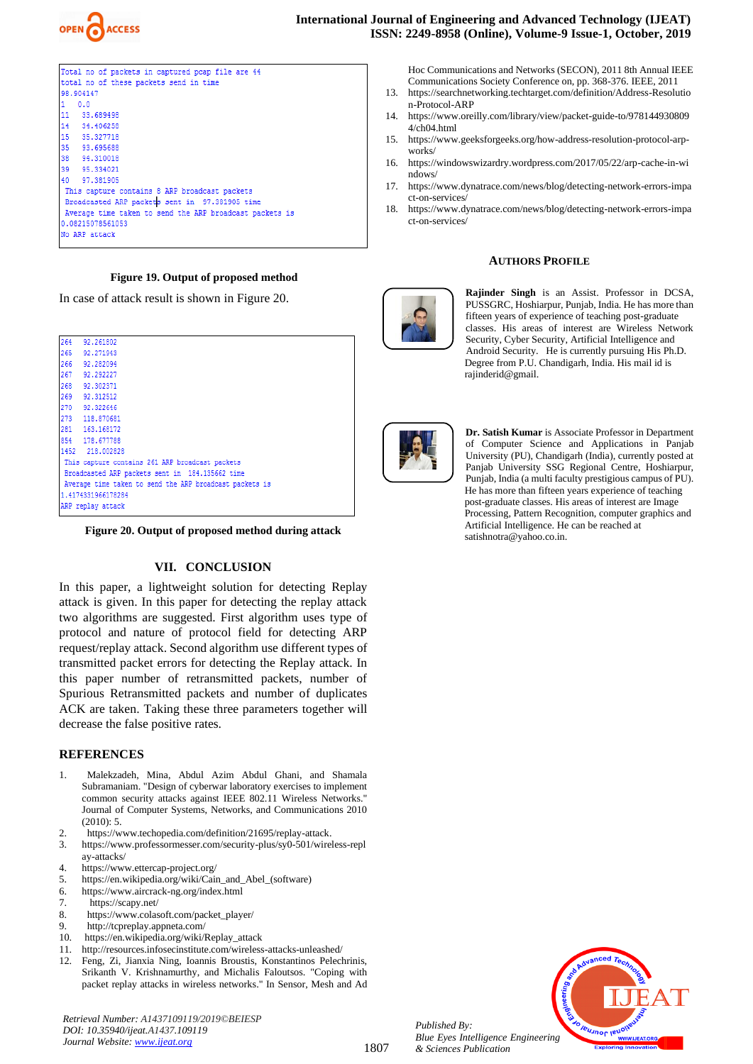```
Total no of packets in captured pcap file are 44
total no of these packets send in time
98.904147
1    0.0
11   33.689498
14   34.406258
15   35.327718
35   93.695688
38   94.310018
39   95.334021
40   97.381905
 This capture contains 8 ARP broadcast packets
 Broadcasted ARP packets sent in  97.381905 time
 Average time taken to send the ARP broadcast packets is
0.08215078561053
No ARP attack
```

**Figure 19. Output of proposed method**

In case of attack result is shown in Figure 20.

```
264   92.261802
265   92.271943
266   92.282094
267   92.292227
268   92.302371
269   92.312512
270   92.322646
273   118.870681
281   163.168172
854   178.677788
1452   218.002828
 This capture contains 261 ARP broadcast packets
 Broadcasted ARP packets sent in  184.135662 time
 Average time taken to send the ARP broadcast packets is
1.4174331966178284
ARP replay attack
```

**Figure 20. Output of proposed method during attack**

## VII. CONCLUSION

In this paper, a lightweight solution for detecting Replay attack is given. In this paper for detecting the replay attack two algorithms are suggested. First algorithm uses type of protocol and nature of protocol field for detecting ARP request/replay attack. Second algorithm use different types of transmitted packet errors for detecting the Replay attack. In this paper number of retransmitted packets, number of Spurious Retransmitted packets and number of duplicates ACK are taken. Taking these three parameters together will decrease the false positive rates.

## REFERENCES

1. Malekzadeh, Mina, Abdul Azim Abdul Ghani, and Shamala Subramaniam. "Design of cyberwar laboratory exercises to implement common security attacks against IEEE 802.11 Wireless Networks." Journal of Computer Systems, Networks, and Communications 2010 (2010): 5.
2. https://www.techopedia.com/definition/21695/replay-attack.
3. https://www.professormesser.com/security-plus/sy0-501/wireless-replay-attacks/
4. https://www.ettercap-project.org/
5. https://en.wikipedia.org/wiki/Cain_and_Abel_(software)
6. https://www.aircrack-ng.org/index.html
7. https://scapy.net/
8. https://www.colasoft.com/packet_player/
9. http://tcpreplay.appneta.com/
10. https://en.wikipedia.org/wiki/Replay_attack
11. http://resources.infosecinstitute.com/wireless-attacks-unleashed/
12. Feng, Zi, Jianxia Ning, Ioannis Broustis, Konstantinos Pelechrinis, Srikanth V. Krishnamurthy, and Michalis Faloutsos. "Coping with packet replay attacks in wireless networks." In Sensor, Mesh and Ad Hoc Communications and Networks (SECON), 2011 8th Annual IEEE Communications Society Conference on, pp. 368-376. IEEE, 2011
13. https://searchnetworking.techtarget.com/definition/Address-Resolution-Protocol-ARP
14. https://www.oreilly.com/library/view/packet-guide-to/9781449308094/ch04.html
15. https://www.geeksforgeeks.org/how-address-resolution-protocol-arp-works/
16. https://windowswizardry.wordpress.com/2017/05/22/arp-cache-in-windows/
17. https://www.dynatrace.com/news/blog/detecting-network-errors-impact-on-services/
18. https://www.dynatrace.com/news/blog/detecting-network-errors-impact-on-services/

## AUTHORS PROFILE

**Rajinder Singh** is an Assist. Professor in DCSA, PUSSGRC, Hoshiarpur, Punjab, India. He has more than fifteen years of experience of teaching post-graduate classes. His areas of interest are Wireless Network Security, Cyber Security, Artificial Intelligence and Android Security. He is currently pursuing His Ph.D. Degree from P.U. Chandigarh, India. His mail id is rajinderid@gmail.

**Dr. Satish Kumar** is Associate Professor in Department of Computer Science and Applications in Panjab University (PU), Chandigarh (India), currently posted at Panjab University SSG Regional Centre, Hoshiarpur, Punjab, India (a multi faculty prestigious campus of PU). He has more than fifteen years experience of teaching post-graduate classes. His areas of interest are Image Processing, Pattern Recognition, computer graphics and Artificial Intelligence. He can be reached at satishnotra@yahoo.co.in.